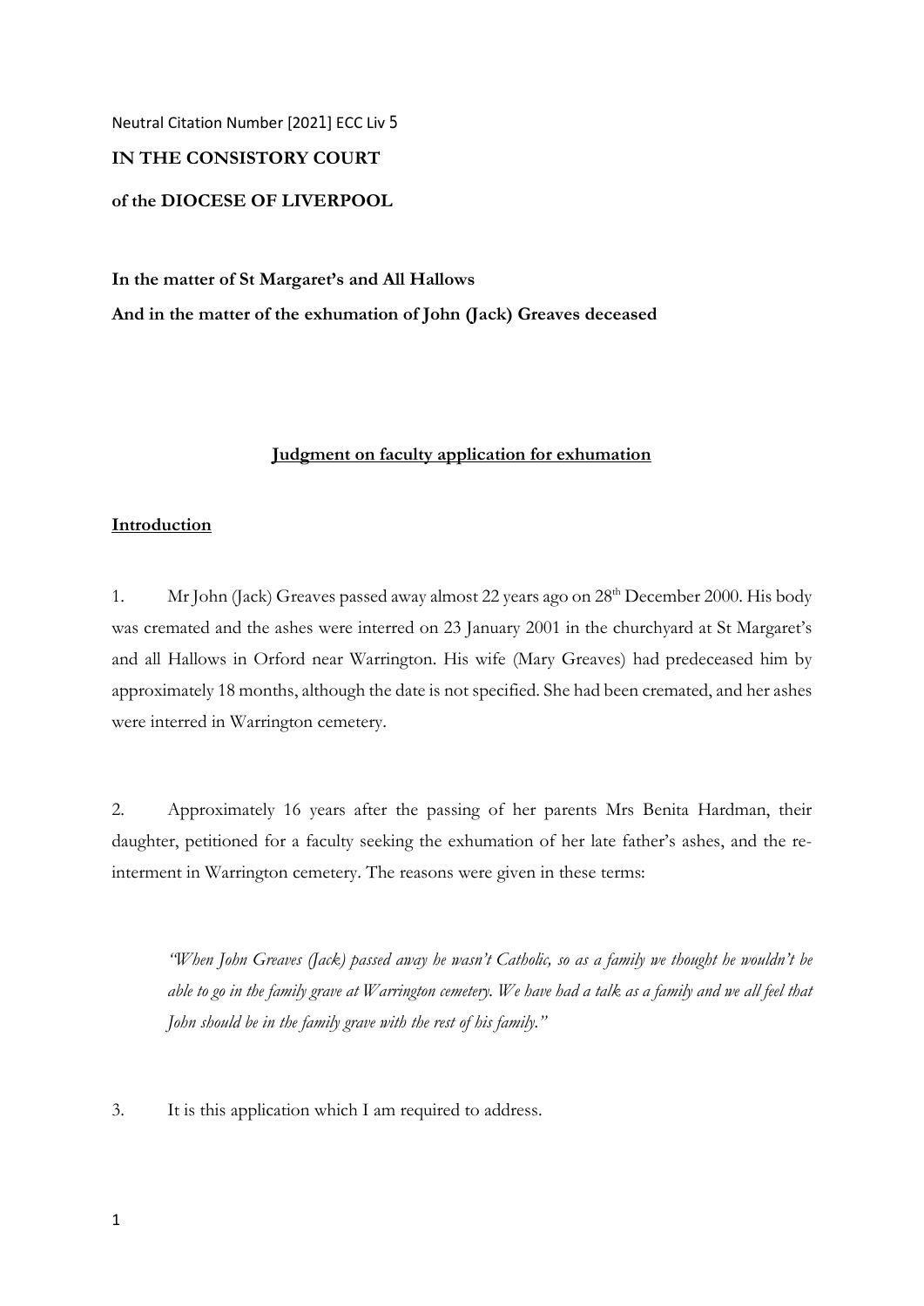Neutral Citation Number [2021] ECC Liv 5

**IN THE CONSISTORY COURT**

**of the DIOCESE OF LIVERPOOL**

**In the matter of St Margaret's and All Hallows**

**And in the matter of the exhumation of John (Jack) Greaves deceased**

**Judgment on faculty application for exhumation**

## Introduction

1. Mr John (Jack) Greaves passed away almost 22 years ago on 28th December 2000. His body was cremated and the ashes were interred on 23 January 2001 in the churchyard at St Margaret's and all Hallows in Orford near Warrington. His wife (Mary Greaves) had predeceased him by approximately 18 months, although the date is not specified. She had been cremated, and her ashes were interred in Warrington cemetery.

2. Approximately 16 years after the passing of her parents Mrs Benita Hardman, their daughter, petitioned for a faculty seeking the exhumation of her late father's ashes, and the re-interment in Warrington cemetery. The reasons were given in these terms:

> *"When John Greaves (Jack) passed away he wasn't Catholic, so as a family we thought he wouldn't be able to go in the family grave at Warrington cemetery. We have had a talk as a family and we all feel that John should be in the family grave with the rest of his family."*

3. It is this application which I am required to address.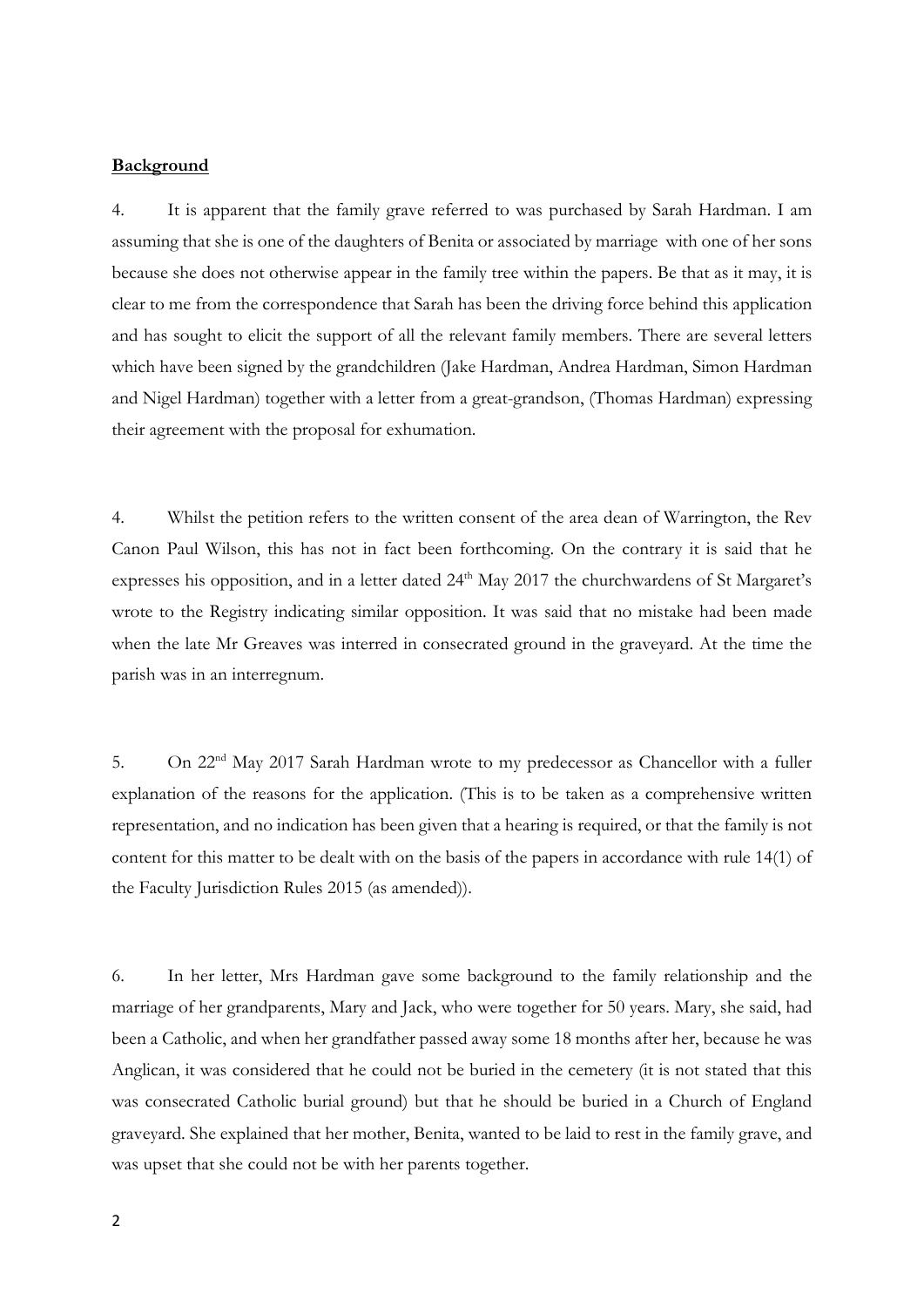**Background**

4. It is apparent that the family grave referred to was purchased by Sarah Hardman. I am assuming that she is one of the daughters of Benita or associated by marriage with one of her sons because she does not otherwise appear in the family tree within the papers. Be that as it may, it is clear to me from the correspondence that Sarah has been the driving force behind this application and has sought to elicit the support of all the relevant family members. There are several letters which have been signed by the grandchildren (Jake Hardman, Andrea Hardman, Simon Hardman and Nigel Hardman) together with a letter from a great-grandson, (Thomas Hardman) expressing their agreement with the proposal for exhumation.

4. Whilst the petition refers to the written consent of the area dean of Warrington, the Rev Canon Paul Wilson, this has not in fact been forthcoming. On the contrary it is said that he expresses his opposition, and in a letter dated 24th May 2017 the churchwardens of St Margaret's wrote to the Registry indicating similar opposition. It was said that no mistake had been made when the late Mr Greaves was interred in consecrated ground in the graveyard. At the time the parish was in an interregnum.

5. On 22nd May 2017 Sarah Hardman wrote to my predecessor as Chancellor with a fuller explanation of the reasons for the application. (This is to be taken as a comprehensive written representation, and no indication has been given that a hearing is required, or that the family is not content for this matter to be dealt with on the basis of the papers in accordance with rule 14(1) of the Faculty Jurisdiction Rules 2015 (as amended)).

6. In her letter, Mrs Hardman gave some background to the family relationship and the marriage of her grandparents, Mary and Jack, who were together for 50 years. Mary, she said, had been a Catholic, and when her grandfather passed away some 18 months after her, because he was Anglican, it was considered that he could not be buried in the cemetery (it is not stated that this was consecrated Catholic burial ground) but that he should be buried in a Church of England graveyard. She explained that her mother, Benita, wanted to be laid to rest in the family grave, and was upset that she could not be with her parents together.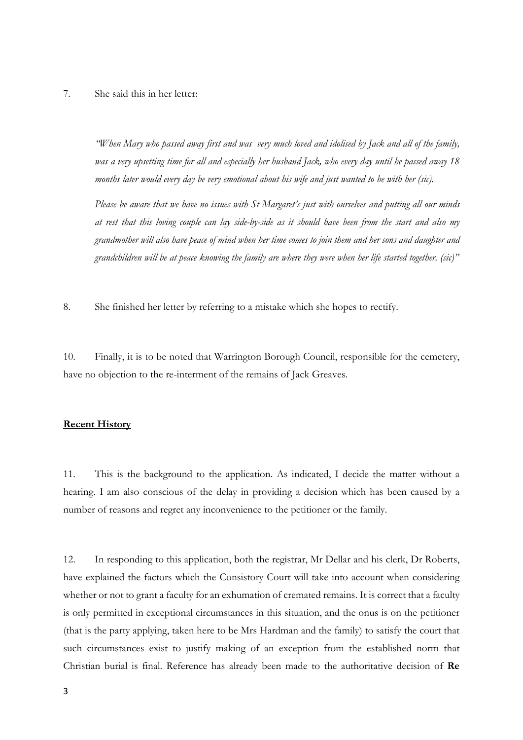7. She said this in her letter:

> *"When Mary who passed away first and was very much loved and idolised by Jack and all of the family, was a very upsetting time for all and especially her husband Jack, who every day until he passed away 18 months later would every day be very emotional about his wife and just wanted to be with her (sic).*
>
> *Please be aware that we have no issues with St Margaret's just with ourselves and putting all our minds at rest that this loving couple can lay side-by-side as it should have been from the start and also my grandmother will also have peace of mind when her time comes to join them and her sons and daughter and grandchildren will be at peace knowing the family are where they were when her life started together. (sic)"*

8. She finished her letter by referring to a mistake which she hopes to rectify.

10. Finally, it is to be noted that Warrington Borough Council, responsible for the cemetery, have no objection to the re-interment of the remains of Jack Greaves.

## Recent History

11. This is the background to the application. As indicated, I decide the matter without a hearing. I am also conscious of the delay in providing a decision which has been caused by a number of reasons and regret any inconvenience to the petitioner or the family.

12. In responding to this application, both the registrar, Mr Dellar and his clerk, Dr Roberts, have explained the factors which the Consistory Court will take into account when considering whether or not to grant a faculty for an exhumation of cremated remains. It is correct that a faculty is only permitted in exceptional circumstances in this situation, and the onus is on the petitioner (that is the party applying, taken here to be Mrs Hardman and the family) to satisfy the court that such circumstances exist to justify making of an exception from the established norm that Christian burial is final. Reference has already been made to the authoritative decision of **Re**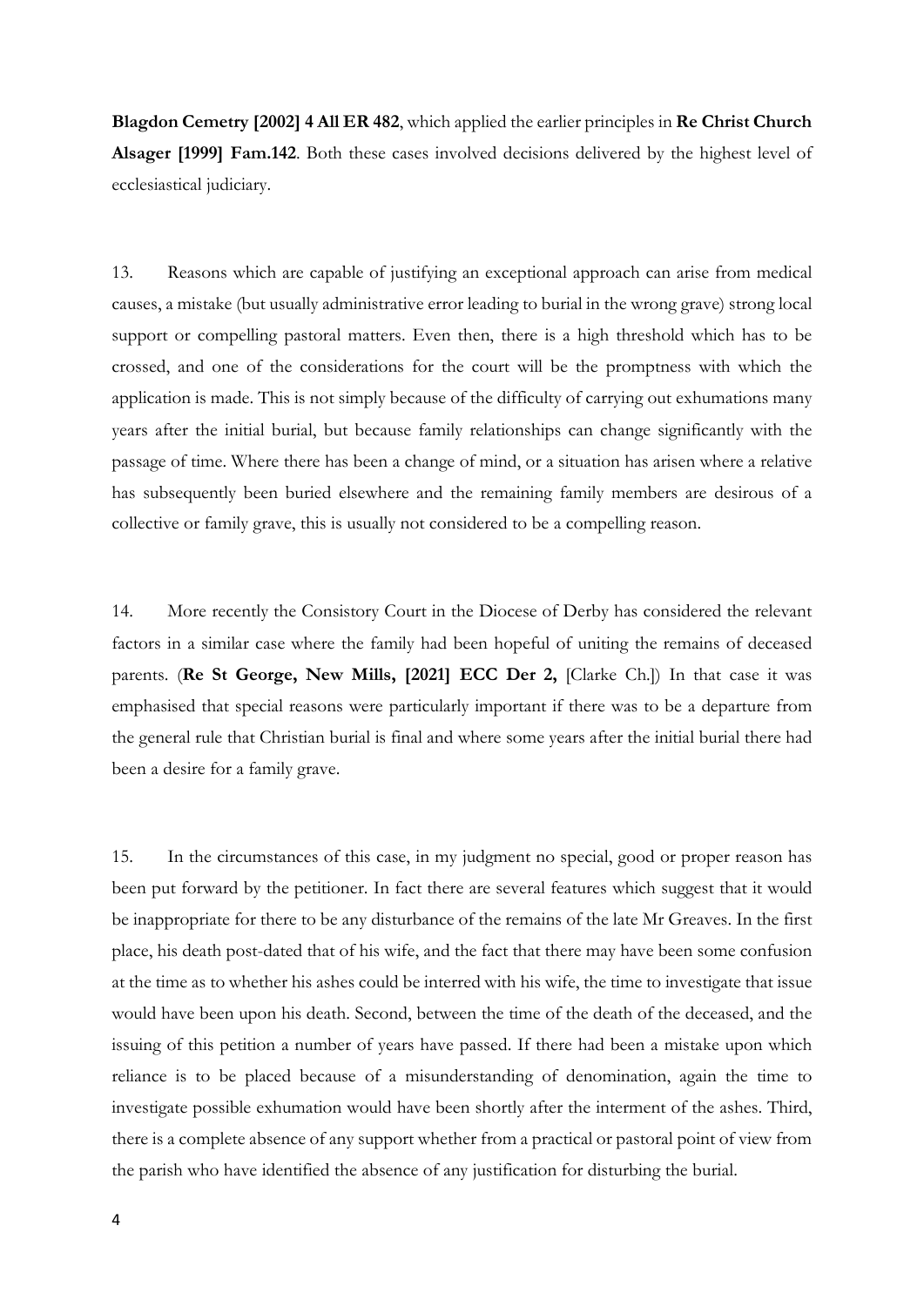**Blagdon Cemetry [2002] 4 All ER 482**, which applied the earlier principles in **Re Christ Church Alsager [1999] Fam.142**. Both these cases involved decisions delivered by the highest level of ecclesiastical judiciary.

13. Reasons which are capable of justifying an exceptional approach can arise from medical causes, a mistake (but usually administrative error leading to burial in the wrong grave) strong local support or compelling pastoral matters. Even then, there is a high threshold which has to be crossed, and one of the considerations for the court will be the promptness with which the application is made. This is not simply because of the difficulty of carrying out exhumations many years after the initial burial, but because family relationships can change significantly with the passage of time. Where there has been a change of mind, or a situation has arisen where a relative has subsequently been buried elsewhere and the remaining family members are desirous of a collective or family grave, this is usually not considered to be a compelling reason.

14. More recently the Consistory Court in the Diocese of Derby has considered the relevant factors in a similar case where the family had been hopeful of uniting the remains of deceased parents. (**Re St George, New Mills, [2021] ECC Der 2,** [Clarke Ch.]) In that case it was emphasised that special reasons were particularly important if there was to be a departure from the general rule that Christian burial is final and where some years after the initial burial there had been a desire for a family grave.

15. In the circumstances of this case, in my judgment no special, good or proper reason has been put forward by the petitioner. In fact there are several features which suggest that it would be inappropriate for there to be any disturbance of the remains of the late Mr Greaves. In the first place, his death post-dated that of his wife, and the fact that there may have been some confusion at the time as to whether his ashes could be interred with his wife, the time to investigate that issue would have been upon his death. Second, between the time of the death of the deceased, and the issuing of this petition a number of years have passed. If there had been a mistake upon which reliance is to be placed because of a misunderstanding of denomination, again the time to investigate possible exhumation would have been shortly after the interment of the ashes. Third, there is a complete absence of any support whether from a practical or pastoral point of view from the parish who have identified the absence of any justification for disturbing the burial.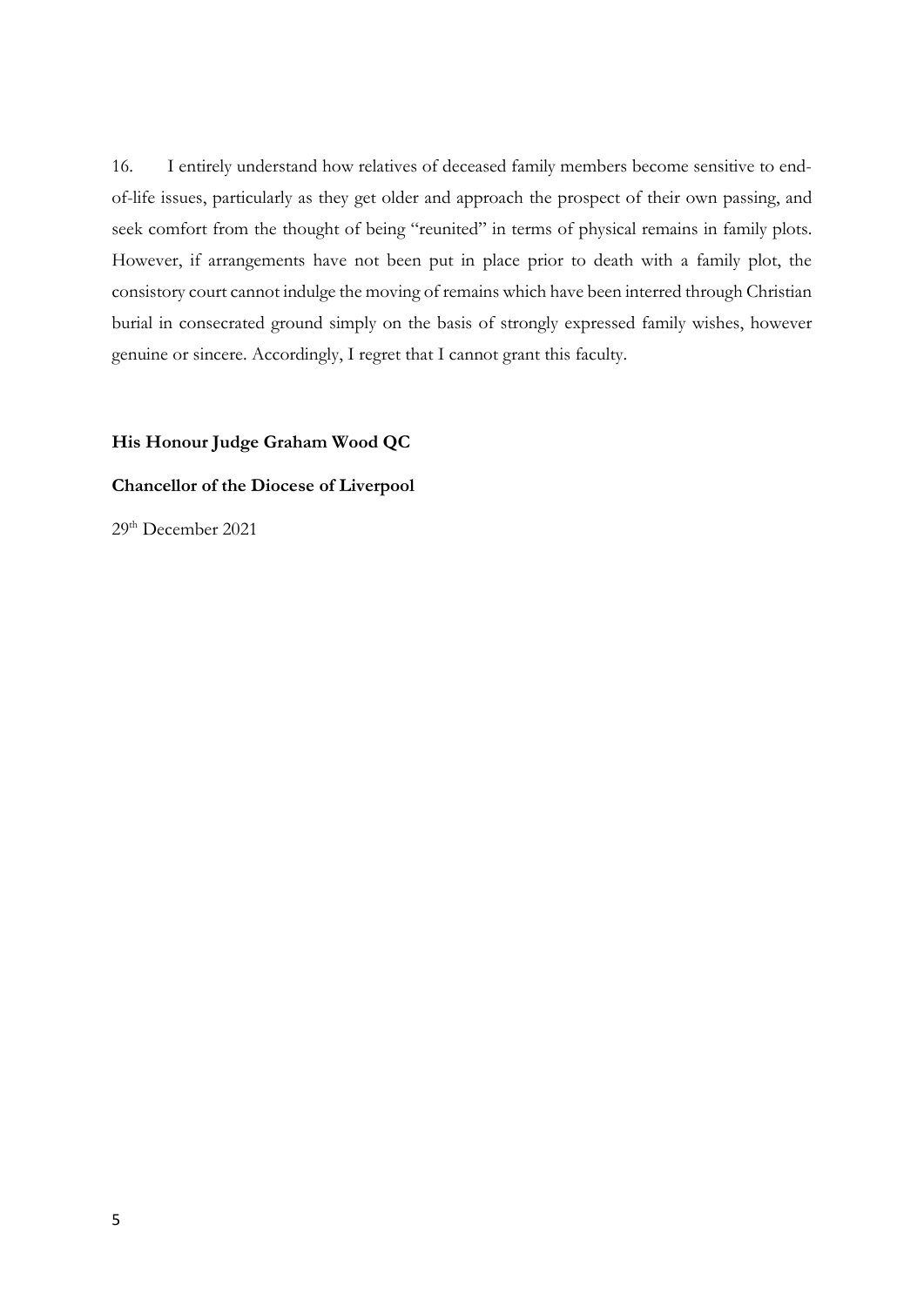16. I entirely understand how relatives of deceased family members become sensitive to end-of-life issues, particularly as they get older and approach the prospect of their own passing, and seek comfort from the thought of being "reunited" in terms of physical remains in family plots. However, if arrangements have not been put in place prior to death with a family plot, the consistory court cannot indulge the moving of remains which have been interred through Christian burial in consecrated ground simply on the basis of strongly expressed family wishes, however genuine or sincere. Accordingly, I regret that I cannot grant this faculty.

**His Honour Judge Graham Wood QC**

**Chancellor of the Diocese of Liverpool**

29th December 2021